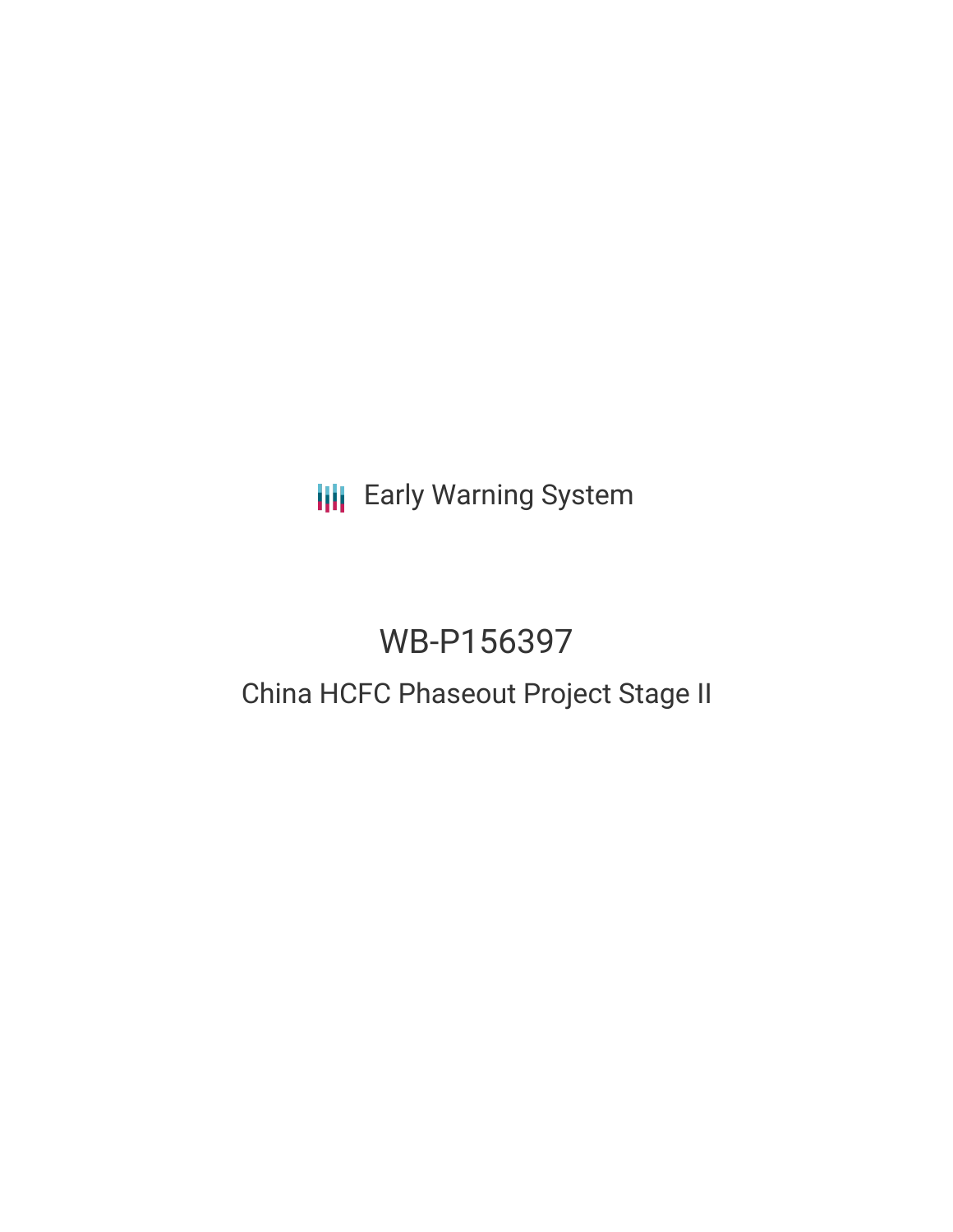Early Warning System

# WB-P156397

## China HCFC Phaseout Project Stage II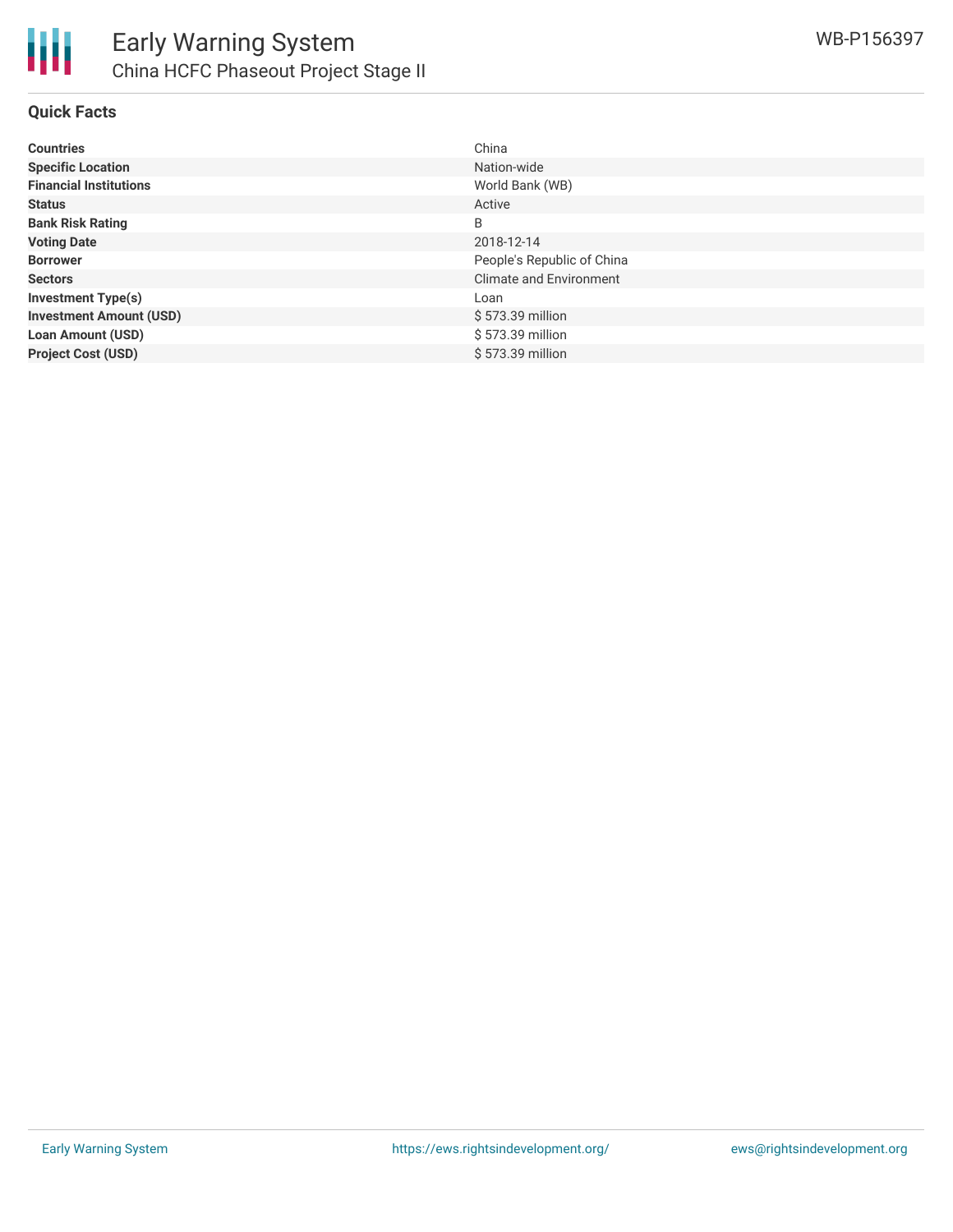## Quick Facts

| | |
|---|---|
| **Countries** | China |
| **Specific Location** | Nation-wide |
| **Financial Institutions** | World Bank (WB) |
| **Status** | Active |
| **Bank Risk Rating** | B |
| **Voting Date** | 2018-12-14 |
| **Borrower** | People's Republic of China |
| **Sectors** | Climate and Environment |
| **Investment Type(s)** | Loan |
| **Investment Amount (USD)** | $ 573.39 million |
| **Loan Amount (USD)** | $ 573.39 million |
| **Project Cost (USD)** | $ 573.39 million |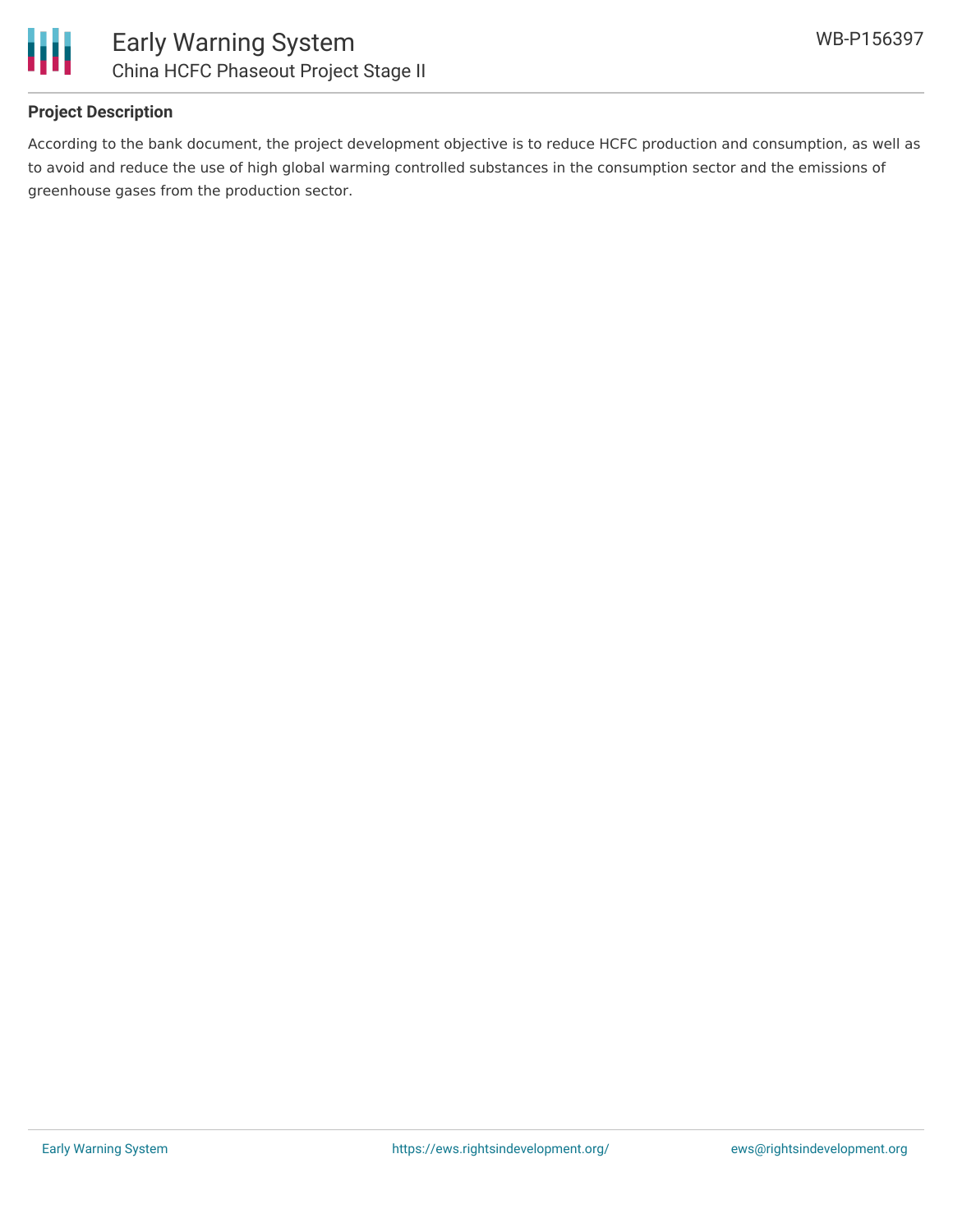## Project Description

According to the bank document, the project development objective is to reduce HCFC production and consumption, as well as to avoid and reduce the use of high global warming controlled substances in the consumption sector and the emissions of greenhouse gases from the production sector.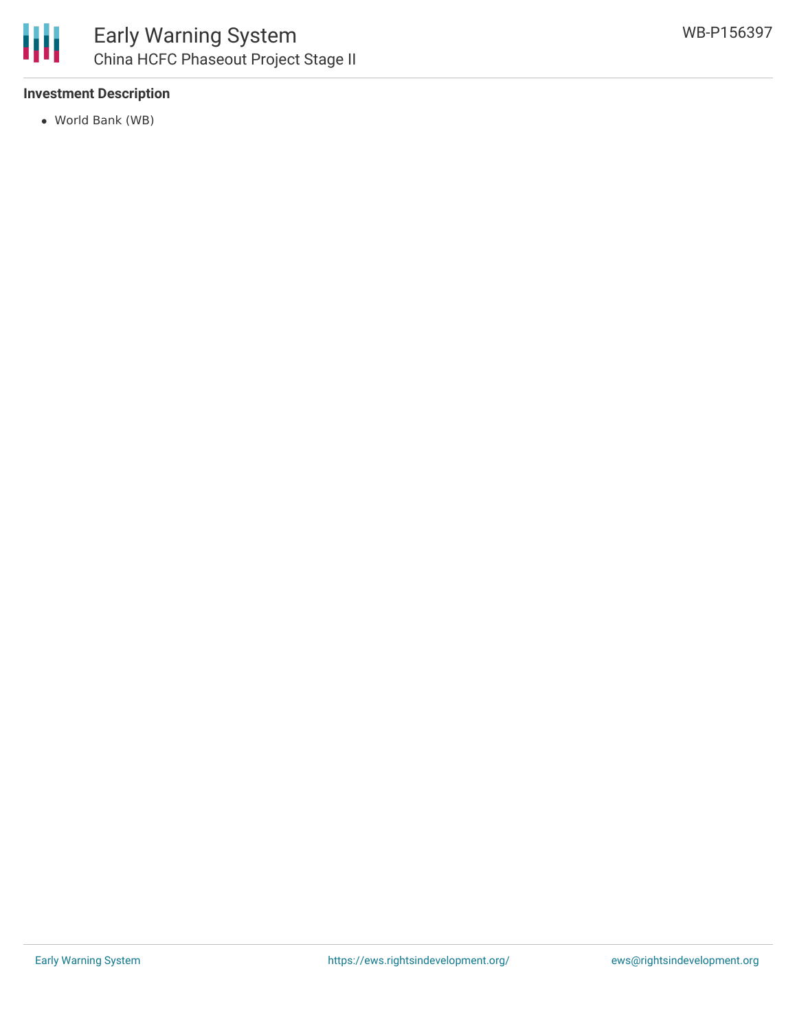### Investment Description

- World Bank (WB)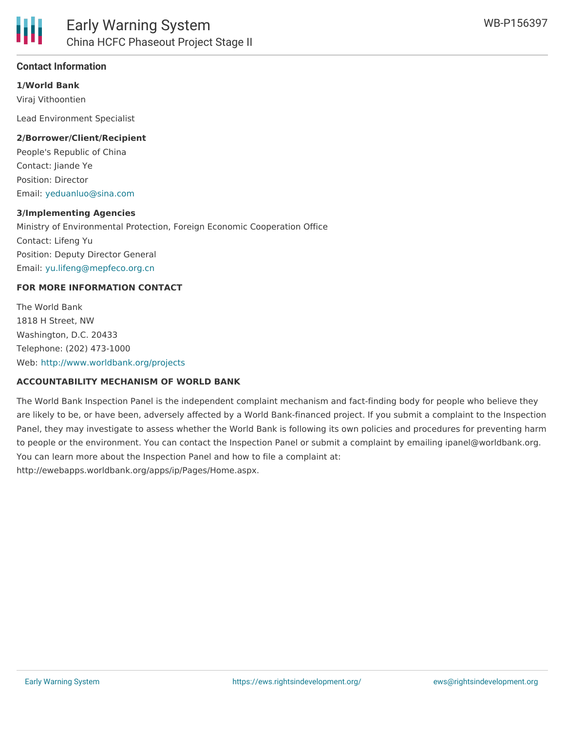## Contact Information

**1/World Bank**

Viraj Vithoontien

Lead Environment Specialist

**2/Borrower/Client/Recipient**

People's Republic of China
Contact: Jiande Ye
Position: Director
Email: yeduanluo@sina.com

**3/Implementing Agencies**

Ministry of Environmental Protection, Foreign Economic Cooperation Office
Contact: Lifeng Yu
Position: Deputy Director General
Email: yu.lifeng@mepfeco.org.cn

**FOR MORE INFORMATION CONTACT**

The World Bank
1818 H Street, NW
Washington, D.C. 20433
Telephone: (202) 473-1000
Web: http://www.worldbank.org/projects

**ACCOUNTABILITY MECHANISM OF WORLD BANK**

The World Bank Inspection Panel is the independent complaint mechanism and fact-finding body for people who believe they are likely to be, or have been, adversely affected by a World Bank-financed project. If you submit a complaint to the Inspection Panel, they may investigate to assess whether the World Bank is following its own policies and procedures for preventing harm to people or the environment. You can contact the Inspection Panel or submit a complaint by emailing ipanel@worldbank.org. You can learn more about the Inspection Panel and how to file a complaint at: http://ewebapps.worldbank.org/apps/ip/Pages/Home.aspx.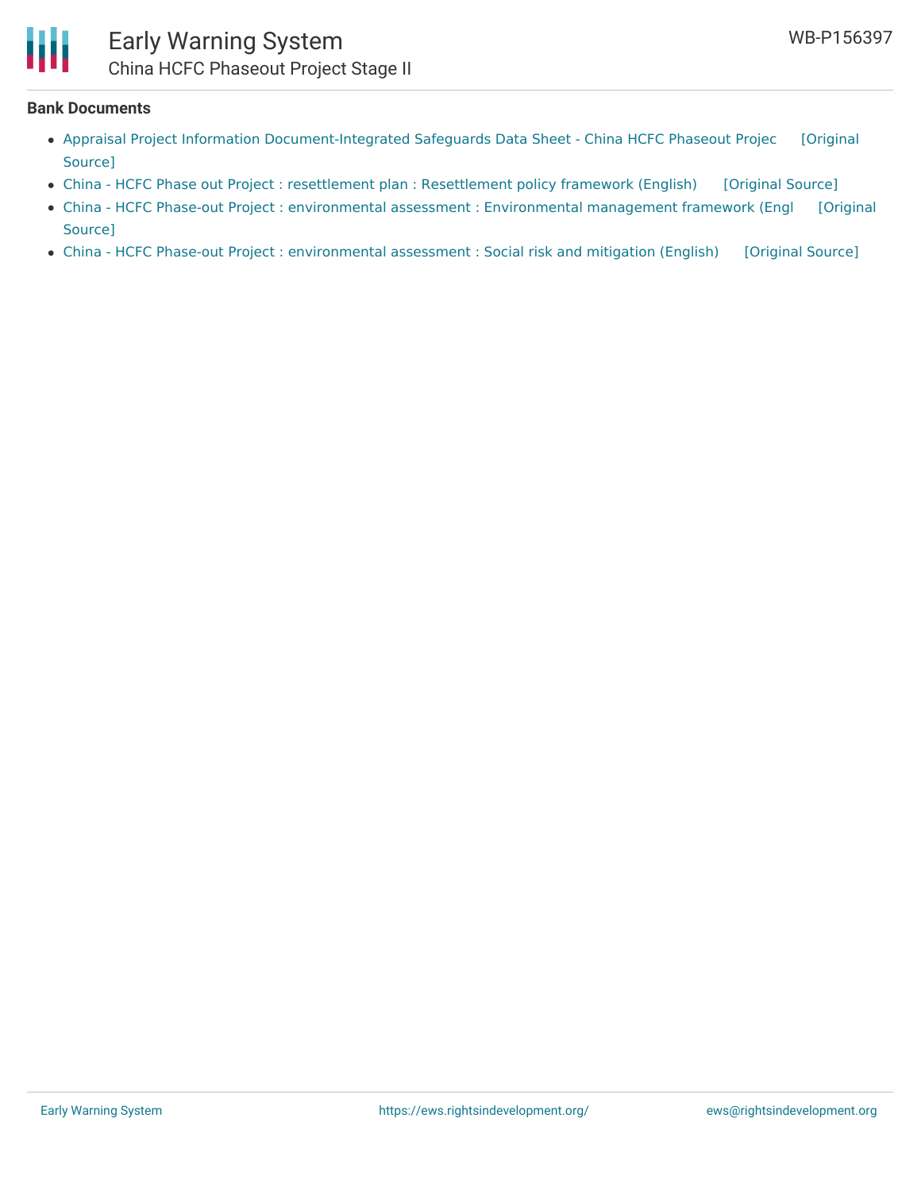**Bank Documents**

- Appraisal Project Information Document-Integrated Safeguards Data Sheet - China HCFC Phaseout Projec [Original Source]
- China - HCFC Phase out Project : resettlement plan : Resettlement policy framework (English) [Original Source]
- China - HCFC Phase-out Project : environmental assessment : Environmental management framework (Engl [Original Source]
- China - HCFC Phase-out Project : environmental assessment : Social risk and mitigation (English) [Original Source]